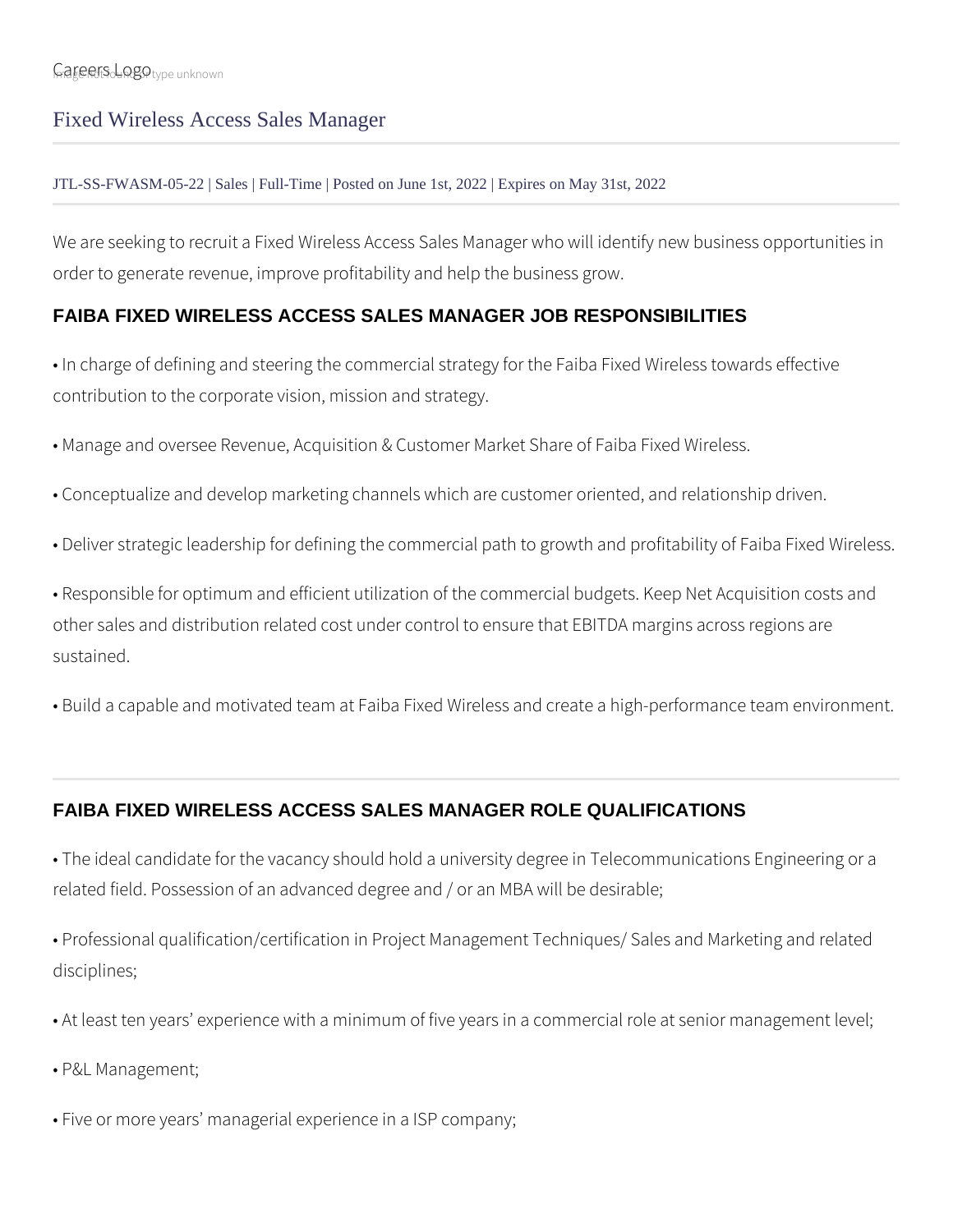Careers Logo

# Fixed Wireless Access Sales Manager

JTL-SS-FWASM-05-22 | Sales | Full-Time | Posted on June 1st, 2022 | Expires on May 31st, 2022

We are seeking to recruit a Fixed Wireless Access Sales Manager who will identify new business opportunities in order to generate revenue, improve profitability and help the business grow.

## FAIBA FIXED WIRELESS ACCESS SALES MANAGER JOB RESPONSIBILITIES

• In charge of defining and steering the commercial strategy for the Faiba Fixed Wireless towards effective contribution to the corporate vision, mission and strategy.

• Manage and oversee Revenue, Acquisition & Customer Market Share of Faiba Fixed Wireless.

• Conceptualize and develop marketing channels which are customer oriented, and relationship driven.

• Deliver strategic leadership for defining the commercial path to growth and profitability of Faiba Fixed Wireless.

• Responsible for optimum and efficient utilization of the commercial budgets. Keep Net Acquisition costs and other sales and distribution related cost under control to ensure that EBITDA margins across regions are sustained.

• Build a capable and motivated team at Faiba Fixed Wireless and create a high-performance team environment.

## FAIBA FIXED WIRELESS ACCESS SALES MANAGER ROLE QUALIFICATIONS

• The ideal candidate for the vacancy should hold a university degree in Telecommunications Engineering or a related field. Possession of an advanced degree and / or an MBA will be desirable;

• Professional qualification/certification in Project Management Techniques/ Sales and Marketing and related disciplines;

• At least ten years' experience with a minimum of five years in a commercial role at senior management level;

• P&L Management;

• Five or more years' managerial experience in a ISP company;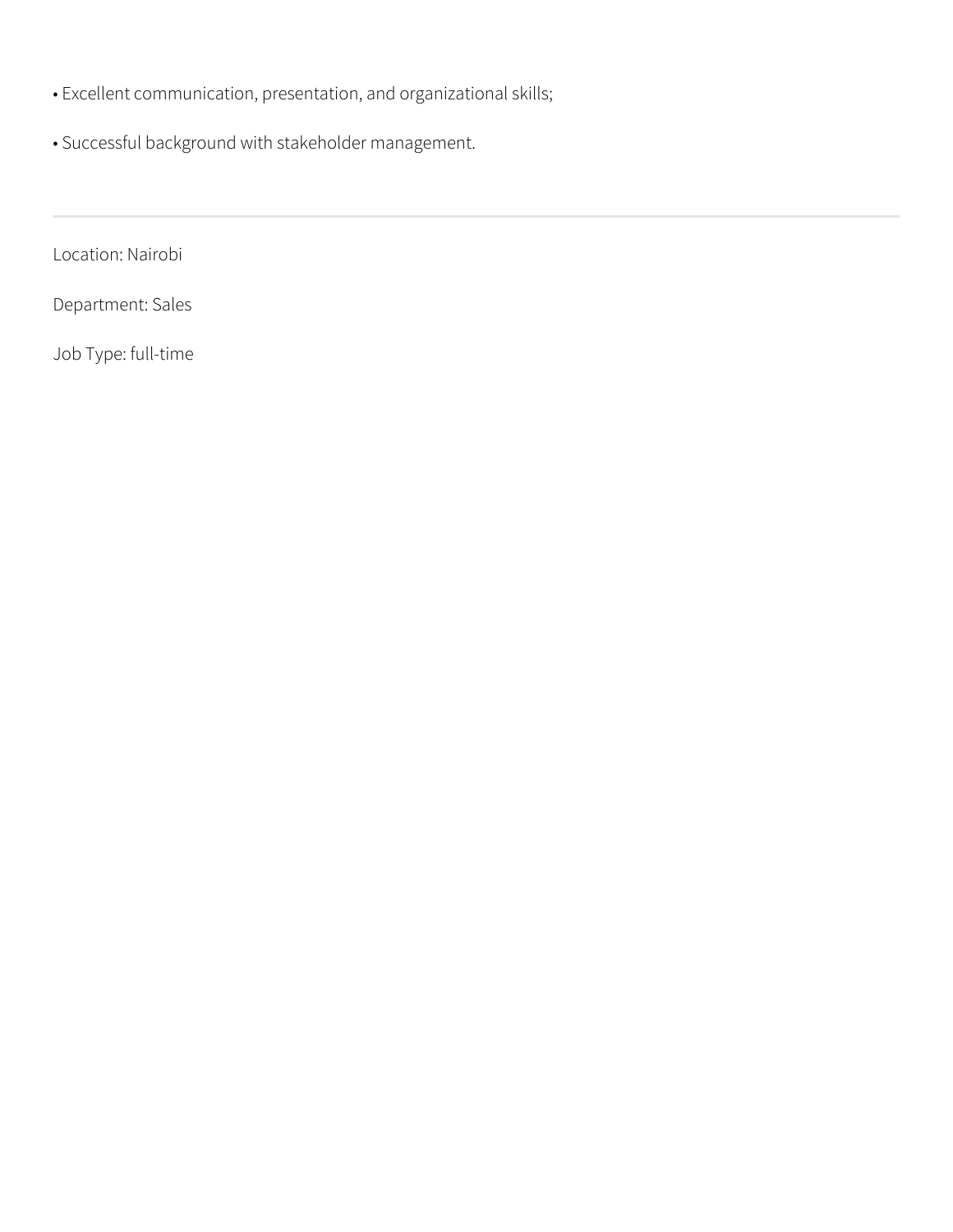- Excellent communication, presentation, and organizational skills;
- Successful background with stakeholder management.

---

Location: Nairobi

Department: Sales

Job Type: full-time